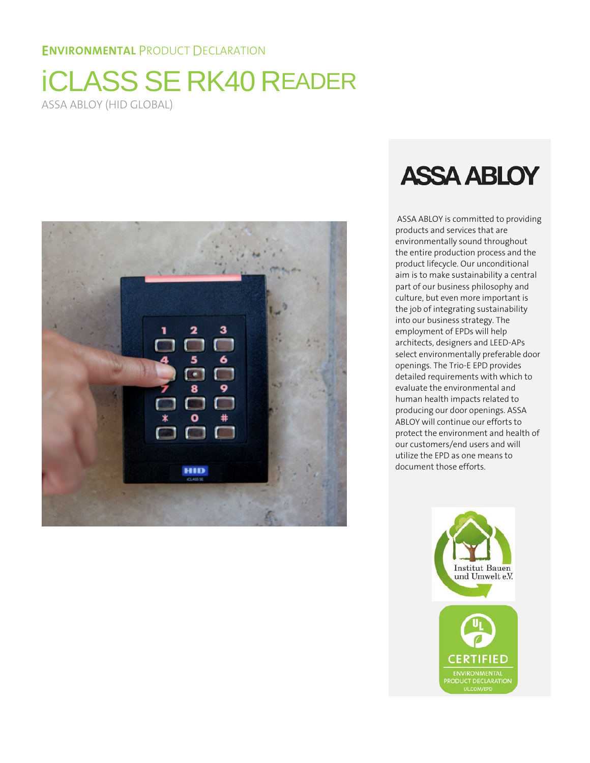**ENVIRONMENTAL** PRODUCT DECLARATION

# iCLASS SE RK40 READER

ASSA ABLOY (HID GLOBAL)

ASSA ABLOY

ASSA ABLOY is committed to providing products and services that are environmentally sound throughout the entire production process and the product lifecycle. Our unconditional aim is to make sustainability a central part of our business philosophy and culture, but even more important is the job of integrating sustainability into our business strategy. The employment of EPDs will help architects, designers and LEED-APs select environmentally preferable door openings. The Trio-E EPD provides detailed requirements with which to evaluate the environmental and human health impacts related to producing our door openings. ASSA ABLOY will continue our efforts to protect the environment and health of our customers/end users and will utilize the EPD as one means to document those efforts.

Institut Bauen und Umwelt e.V.

CERTIFIED ENVIRONMENTAL PRODUCT DECLARATION UL.COM/EPD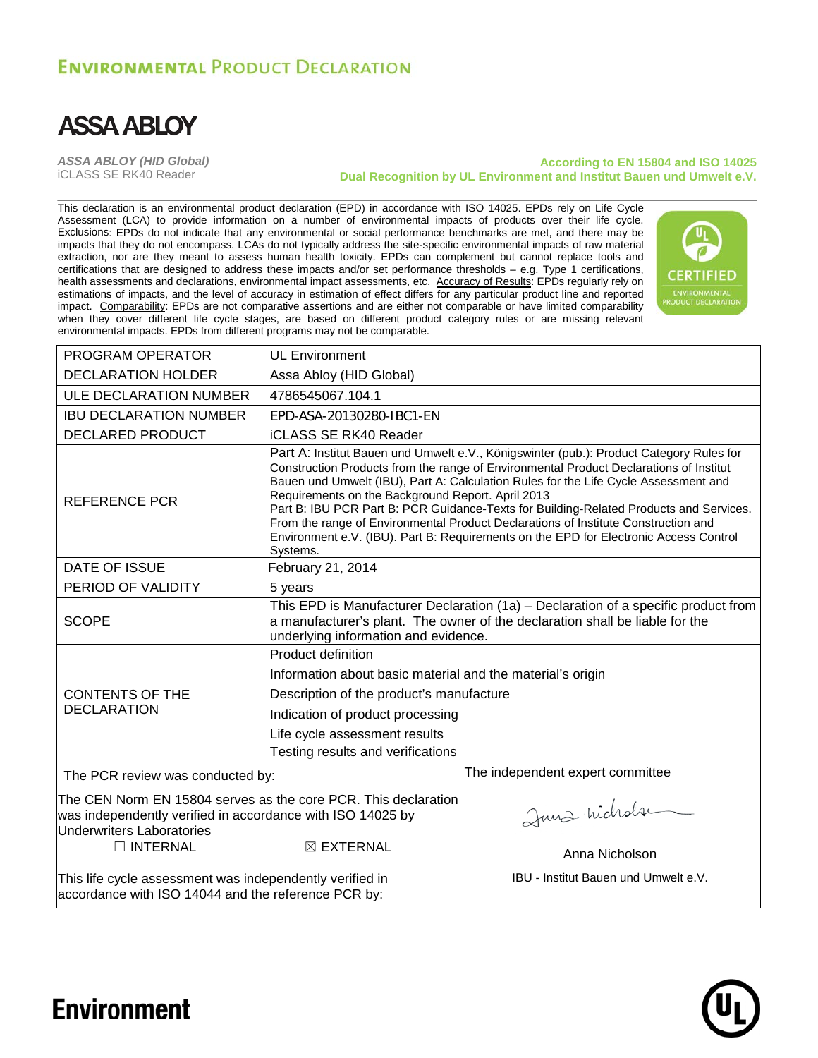# Environmental Product Declaration

**ASSA ABLOY**

*ASSA ABLOY (HID Global)*
iCLASS SE RK40 Reader

**According to EN 15804 and ISO 14025**
**Dual Recognition by UL Environment and Institut Bauen und Umwelt e.V.**

This declaration is an environmental product declaration (EPD) in accordance with ISO 14025. EPDs rely on Life Cycle Assessment (LCA) to provide information on a number of environmental impacts of products over their life cycle. Exclusions: EPDs do not indicate that any environmental or social performance benchmarks are met, and there may be impacts that they do not encompass. LCAs do not typically address the site-specific environmental impacts of raw material extraction, nor are they meant to assess human health toxicity. EPDs can complement but cannot replace tools and certifications that are designed to address these impacts and/or set performance thresholds – e.g. Type 1 certifications, health assessments and declarations, environmental impact assessments, etc. Accuracy of Results: EPDs regularly rely on estimations of impacts, and the level of accuracy in estimation of effect differs for any particular product line and reported impact. Comparability: EPDs are not comparative assertions and are either not comparable or have limited comparability when they cover different life cycle stages, are based on different product category rules or are missing relevant environmental impacts. EPDs from different programs may not be comparable.

| | |
|---|---|
| PROGRAM OPERATOR | UL Environment |
| DECLARATION HOLDER | Assa Abloy (HID Global) |
| ULE DECLARATION NUMBER | 4786545067.104.1 |
| IBU DECLARATION NUMBER | EPD-ASA-20130280-IBC1-EN |
| DECLARED PRODUCT | iCLASS SE RK40 Reader |
| REFERENCE PCR | Part A: Institut Bauen und Umwelt e.V., Königswinter (pub.): Product Category Rules for Construction Products from the range of Environmental Product Declarations of Institut Bauen und Umwelt (IBU), Part A: Calculation Rules for the Life Cycle Assessment and Requirements on the Background Report. April 2013<br>Part B: IBU PCR Part B: PCR Guidance-Texts for Building-Related Products and Services. From the range of Environmental Product Declarations of Institute Construction and Environment e.V. (IBU). Part B: Requirements on the EPD for Electronic Access Control Systems. |
| DATE OF ISSUE | February 21, 2014 |
| PERIOD OF VALIDITY | 5 years |
| SCOPE | This EPD is Manufacturer Declaration (1a) – Declaration of a specific product from a manufacturer's plant. The owner of the declaration shall be liable for the underlying information and evidence. |
| CONTENTS OF THE DECLARATION | Product definition<br>Information about basic material and the material's origin<br>Description of the product's manufacture<br>Indication of product processing<br>Life cycle assessment results<br>Testing results and verifications |
| The PCR review was conducted by: | The independent expert committee |
| The CEN Norm EN 15804 serves as the core PCR. This declaration was independently verified in accordance with ISO 14025 by Underwriters Laboratories<br>☐ INTERNAL ☒ EXTERNAL | Anna Nicholson |
| This life cycle assessment was independently verified in accordance with ISO 14044 and the reference PCR by: | IBU - Institut Bauen und Umwelt e.V. |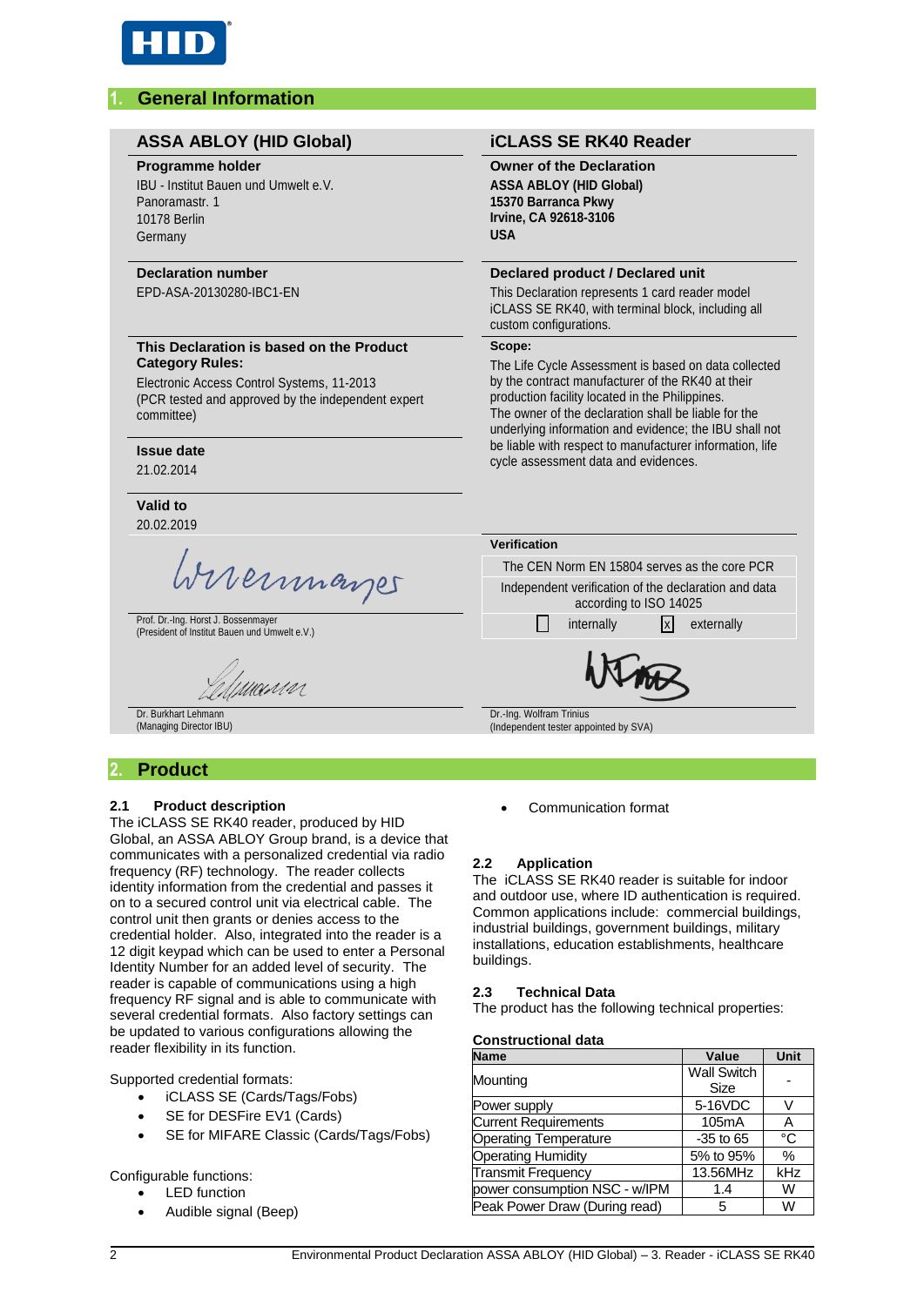## 1. General Information

### ASSA ABLOY (HID Global)

**Programme holder**
IBU - Institut Bauen und Umwelt e.V.
Panoramastr. 1
10178 Berlin
Germany

**Declaration number**
EPD-ASA-20130280-IBC1-EN

**This Declaration is based on the Product Category Rules:**
Electronic Access Control Systems, 11-2013
(PCR tested and approved by the independent expert committee)

**Issue date**
21.02.2014

**Valid to**
20.02.2019

Prof. Dr.-Ing. Horst J. Bossenmayer
(President of Institut Bauen und Umwelt e.V.)

Dr. Burkhart Lehmann
(Managing Director IBU)

### iCLASS SE RK40 Reader

**Owner of the Declaration**
**ASSA ABLOY (HID Global)**
**15370 Barranca Pkwy**
**Irvine, CA 92618-3106**
**USA**

**Declared product / Declared unit**
This Declaration represents 1 card reader model iCLASS SE RK40, with terminal block, including all custom configurations.

**Scope:**
The Life Cycle Assessment is based on data collected by the contract manufacturer of the RK40 at their production facility located in the Philippines.
The owner of the declaration shall be liable for the underlying information and evidence; the IBU shall not be liable with respect to manufacturer information, life cycle assessment data and evidences.

**Verification**

The CEN Norm EN 15804 serves as the core PCR

Independent verification of the declaration and data according to ISO 14025

☐ internally ☒ externally

Dr.-Ing. Wolfram Trinius
(Independent tester appointed by SVA)

## 2. Product

### 2.1 Product description

The iCLASS SE RK40 reader, produced by HID Global, an ASSA ABLOY Group brand, is a device that communicates with a personalized credential via radio frequency (RF) technology. The reader collects identity information from the credential and passes it on to a secured control unit via electrical cable. The control unit then grants or denies access to the credential holder. Also, integrated into the reader is a 12 digit keypad which can be used to enter a Personal Identity Number for an added level of security. The reader is capable of communications using a high frequency RF signal and is able to communicate with several credential formats. Also factory settings can be updated to various configurations allowing the reader flexibility in its function.

Supported credential formats:

- iCLASS SE (Cards/Tags/Fobs)
- SE for DESFire EV1 (Cards)
- SE for MIFARE Classic (Cards/Tags/Fobs)

Configurable functions:

- LED function
- Audible signal (Beep)
- Communication format

### 2.2 Application

The iCLASS SE RK40 reader is suitable for indoor and outdoor use, where ID authentication is required. Common applications include: commercial buildings, industrial buildings, government buildings, military installations, education establishments, healthcare buildings.

### 2.3 Technical Data

The product has the following technical properties:

**Constructional data**

| Name | Value | Unit |
|---|---|---|
| Mounting | Wall Switch Size | - |
| Power supply | 5-16VDC | V |
| Current Requirements | 105mA | A |
| Operating Temperature | -35 to 65 | °C |
| Operating Humidity | 5% to 95% | % |
| Transmit Frequency | 13.56MHz | kHz |
| power consumption NSC - w/IPM | 1.4 | W |
| Peak Power Draw (During read) | 5 | W |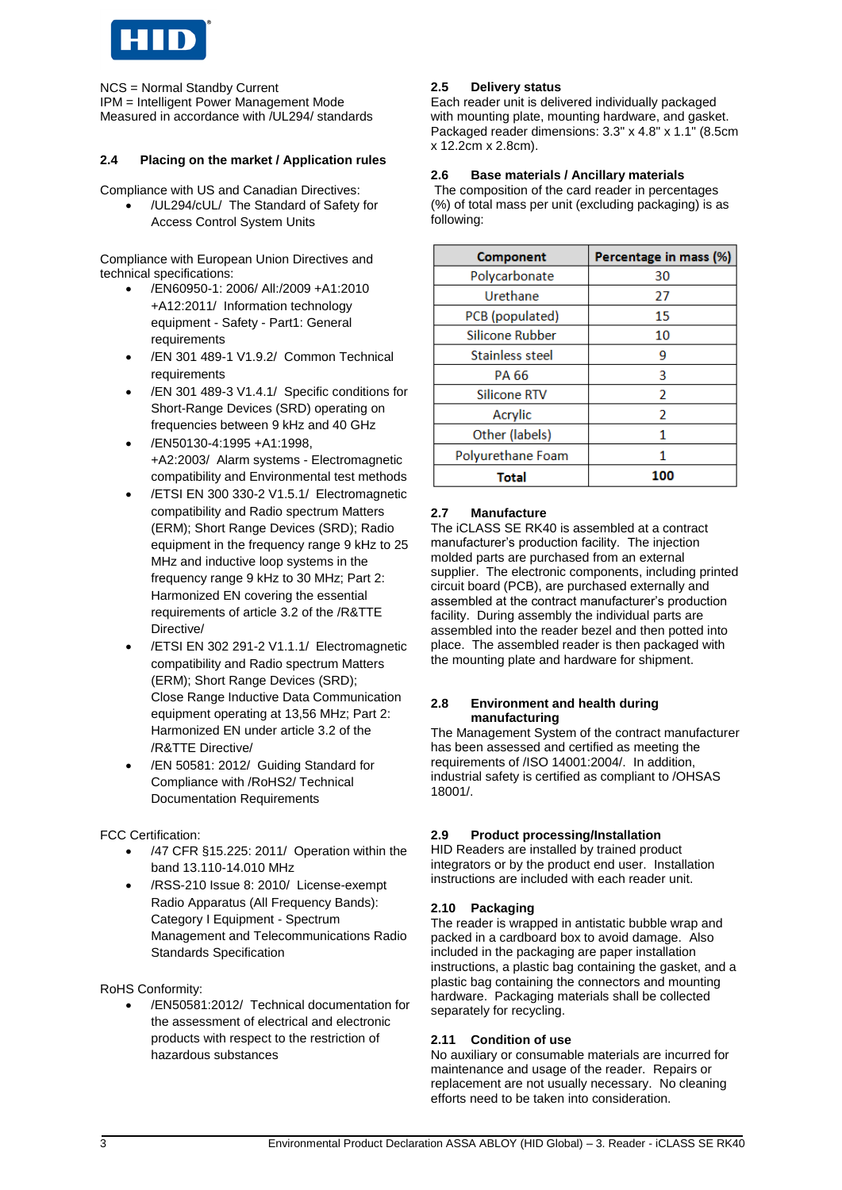NCS = Normal Standby Current
IPM = Intelligent Power Management Mode
Measured in accordance with /UL294/ standards

### 2.4 Placing on the market / Application rules

Compliance with US and Canadian Directives:

- /UL294/cUL/ The Standard of Safety for Access Control System Units

Compliance with European Union Directives and technical specifications:

- /EN60950-1: 2006/ All:/2009 +A1:2010 +A12:2011/ Information technology equipment - Safety - Part1: General requirements
- /EN 301 489-1 V1.9.2/ Common Technical requirements
- /EN 301 489-3 V1.4.1/ Specific conditions for Short-Range Devices (SRD) operating on frequencies between 9 kHz and 40 GHz
- /EN50130-4:1995 +A1:1998, +A2:2003/ Alarm systems - Electromagnetic compatibility and Environmental test methods
- /ETSI EN 300 330-2 V1.5.1/ Electromagnetic compatibility and Radio spectrum Matters (ERM); Short Range Devices (SRD); Radio equipment in the frequency range 9 kHz to 25 MHz and inductive loop systems in the frequency range 9 kHz to 30 MHz; Part 2: Harmonized EN covering the essential requirements of article 3.2 of the /R&TTE Directive/
- /ETSI EN 302 291-2 V1.1.1/ Electromagnetic compatibility and Radio spectrum Matters (ERM); Short Range Devices (SRD); Close Range Inductive Data Communication equipment operating at 13,56 MHz; Part 2: Harmonized EN under article 3.2 of the /R&TTE Directive/
- /EN 50581: 2012/ Guiding Standard for Compliance with /RoHS2/ Technical Documentation Requirements

FCC Certification:

- /47 CFR §15.225: 2011/ Operation within the band 13.110-14.010 MHz
- /RSS-210 Issue 8: 2010/ License-exempt Radio Apparatus (All Frequency Bands): Category I Equipment - Spectrum Management and Telecommunications Radio Standards Specification

RoHS Conformity:

- /EN50581:2012/ Technical documentation for the assessment of electrical and electronic products with respect to the restriction of hazardous substances

### 2.5 Delivery status

Each reader unit is delivered individually packaged with mounting plate, mounting hardware, and gasket. Packaged reader dimensions: 3.3" x 4.8" x 1.1" (8.5cm x 12.2cm x 2.8cm).

### 2.6 Base materials / Ancillary materials

The composition of the card reader in percentages (%) of total mass per unit (excluding packaging) is as following:

| Component | Percentage in mass (%) |
|---|---|
| Polycarbonate | 30 |
| Urethane | 27 |
| PCB (populated) | 15 |
| Silicone Rubber | 10 |
| Stainless steel | 9 |
| PA 66 | 3 |
| Silicone RTV | 2 |
| Acrylic | 2 |
| Other (labels) | 1 |
| Polyurethane Foam | 1 |
| **Total** | **100** |

### 2.7 Manufacture

The iCLASS SE RK40 is assembled at a contract manufacturer's production facility. The injection molded parts are purchased from an external supplier. The electronic components, including printed circuit board (PCB), are purchased externally and assembled at the contract manufacturer's production facility. During assembly the individual parts are assembled into the reader bezel and then potted into place. The assembled reader is then packaged with the mounting plate and hardware for shipment.

### 2.8 Environment and health during manufacturing

The Management System of the contract manufacturer has been assessed and certified as meeting the requirements of /ISO 14001:2004/. In addition, industrial safety is certified as compliant to /OHSAS 18001/.

### 2.9 Product processing/Installation

HID Readers are installed by trained product integrators or by the product end user. Installation instructions are included with each reader unit.

### 2.10 Packaging

The reader is wrapped in antistatic bubble wrap and packed in a cardboard box to avoid damage. Also included in the packaging are paper installation instructions, a plastic bag containing the gasket, and a plastic bag containing the connectors and mounting hardware. Packaging materials shall be collected separately for recycling.

### 2.11 Condition of use

No auxiliary or consumable materials are incurred for maintenance and usage of the reader. Repairs or replacement are not usually necessary. No cleaning efforts need to be taken into consideration.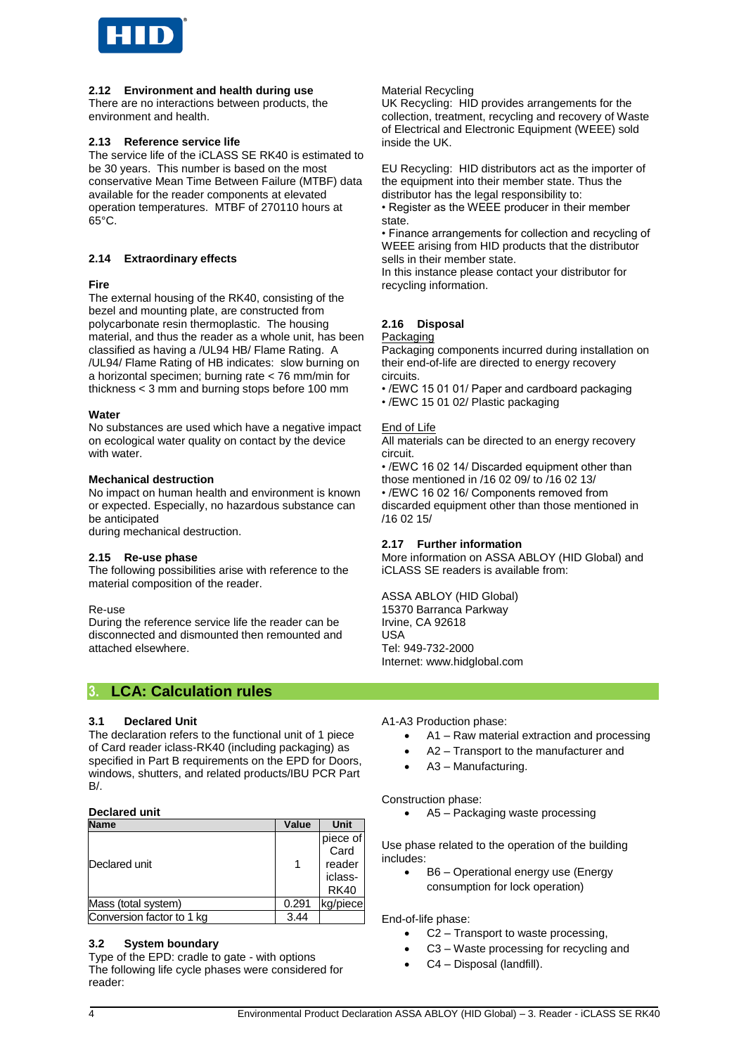### 2.12 Environment and health during use

There are no interactions between products, the environment and health.

### 2.13 Reference service life

The service life of the iCLASS SE RK40 is estimated to be 30 years. This number is based on the most conservative Mean Time Between Failure (MTBF) data available for the reader components at elevated operation temperatures. MTBF of 270110 hours at 65°C.

### 2.14 Extraordinary effects

**Fire**

The external housing of the RK40, consisting of the bezel and mounting plate, are constructed from polycarbonate resin thermoplastic. The housing material, and thus the reader as a whole unit, has been classified as having a /UL94 HB/ Flame Rating. A /UL94/ Flame Rating of HB indicates: slow burning on a horizontal specimen; burning rate < 76 mm/min for thickness < 3 mm and burning stops before 100 mm

**Water**

No substances are used which have a negative impact on ecological water quality on contact by the device with water.

**Mechanical destruction**

No impact on human health and environment is known or expected. Especially, no hazardous substance can be anticipated
during mechanical destruction.

### 2.15 Re-use phase

The following possibilities arise with reference to the material composition of the reader.

Re-use

During the reference service life the reader can be disconnected and dismounted then remounted and attached elsewhere.

Material Recycling

UK Recycling: HID provides arrangements for the collection, treatment, recycling and recovery of Waste of Electrical and Electronic Equipment (WEEE) sold inside the UK.

EU Recycling: HID distributors act as the importer of the equipment into their member state. Thus the distributor has the legal responsibility to:
• Register as the WEEE producer in their member state.
• Finance arrangements for collection and recycling of WEEE arising from HID products that the distributor sells in their member state.
In this instance please contact your distributor for recycling information.

### 2.16 Disposal

Packaging

Packaging components incurred during installation on their end-of-life are directed to energy recovery circuits.
• /EWC 15 01 01/ Paper and cardboard packaging
• /EWC 15 01 02/ Plastic packaging

End of Life

All materials can be directed to an energy recovery circuit.
• /EWC 16 02 14/ Discarded equipment other than those mentioned in /16 02 09/ to /16 02 13/
• /EWC 16 02 16/ Components removed from discarded equipment other than those mentioned in /16 02 15/

### 2.17 Further information

More information on ASSA ABLOY (HID Global) and iCLASS SE readers is available from:

ASSA ABLOY (HID Global)
15370 Barranca Parkway
Irvine, CA 92618
USA
Tel: 949-732-2000
Internet: www.hidglobal.com

## 3. LCA: Calculation rules

### 3.1 Declared Unit

The declaration refers to the functional unit of 1 piece of Card reader iclass-RK40 (including packaging) as specified in Part B requirements on the EPD for Doors, windows, shutters, and related products/IBU PCR Part B/.

**Declared unit**

| Name | Value | Unit |
|---|---|---|
| Declared unit | 1 | piece of Card reader iclass-RK40 |
| Mass (total system) | 0.291 | kg/piece |
| Conversion factor to 1 kg | 3.44 | |

### 3.2 System boundary

Type of the EPD: cradle to gate - with options
The following life cycle phases were considered for reader:

A1-A3 Production phase:

- A1 – Raw material extraction and processing
- A2 – Transport to the manufacturer and
- A3 – Manufacturing.

Construction phase:

- A5 – Packaging waste processing

Use phase related to the operation of the building includes:

- B6 – Operational energy use (Energy consumption for lock operation)

End-of-life phase:

- C2 – Transport to waste processing,
- C3 – Waste processing for recycling and
- C4 – Disposal (landfill).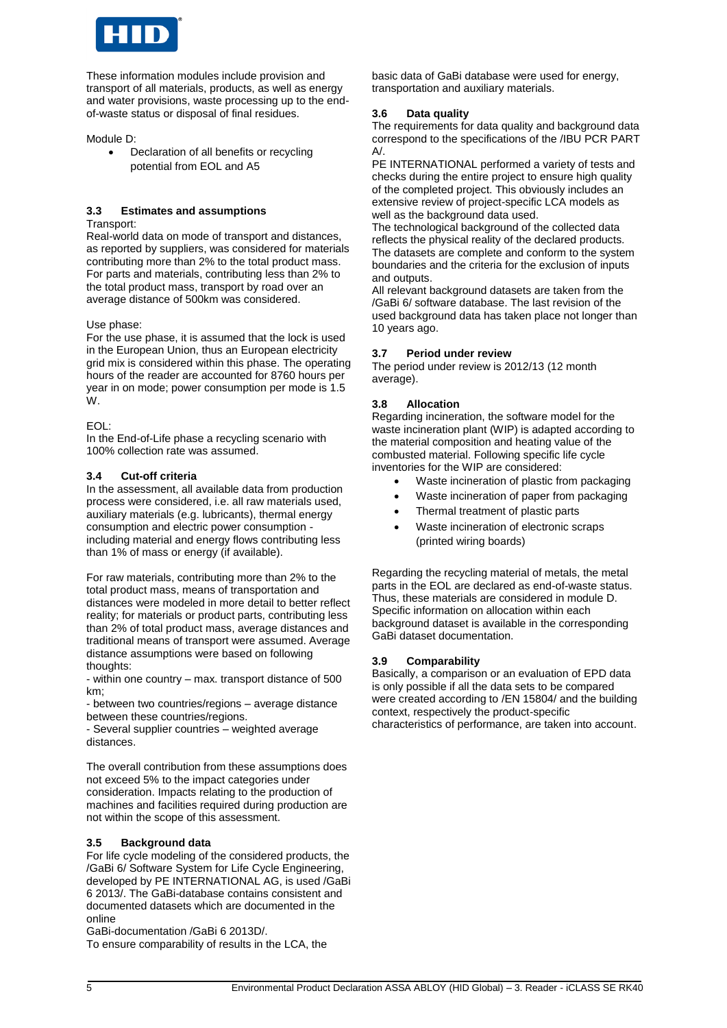These information modules include provision and transport of all materials, products, as well as energy and water provisions, waste processing up to the end-of-waste status or disposal of final residues.

Module D:

- Declaration of all benefits or recycling potential from EOL and A5

## 3.3 Estimates and assumptions

Transport:
Real-world data on mode of transport and distances, as reported by suppliers, was considered for materials contributing more than 2% to the total product mass. For parts and materials, contributing less than 2% to the total product mass, transport by road over an average distance of 500km was considered.

Use phase:
For the use phase, it is assumed that the lock is used in the European Union, thus an European electricity grid mix is considered within this phase. The operating hours of the reader are accounted for 8760 hours per year in on mode; power consumption per mode is 1.5 W.

EOL:
In the End-of-Life phase a recycling scenario with 100% collection rate was assumed.

## 3.4 Cut-off criteria

In the assessment, all available data from production process were considered, i.e. all raw materials used, auxiliary materials (e.g. lubricants), thermal energy consumption and electric power consumption - including material and energy flows contributing less than 1% of mass or energy (if available).

For raw materials, contributing more than 2% to the total product mass, means of transportation and distances were modeled in more detail to better reflect reality; for materials or product parts, contributing less than 2% of total product mass, average distances and traditional means of transport were assumed. Average distance assumptions were based on following thoughts:
- within one country – max. transport distance of 500 km;
- between two countries/regions – average distance between these countries/regions.
- Several supplier countries – weighted average distances.

The overall contribution from these assumptions does not exceed 5% to the impact categories under consideration. Impacts relating to the production of machines and facilities required during production are not within the scope of this assessment.

## 3.5 Background data

For life cycle modeling of the considered products, the /GaBi 6/ Software System for Life Cycle Engineering, developed by PE INTERNATIONAL AG, is used /GaBi 6 2013/. The GaBi-database contains consistent and documented datasets which are documented in the online
GaBi-documentation /GaBi 6 2013D/.
To ensure comparability of results in the LCA, the basic data of GaBi database were used for energy, transportation and auxiliary materials.

## 3.6 Data quality

The requirements for data quality and background data correspond to the specifications of the /IBU PCR PART A/.
PE INTERNATIONAL performed a variety of tests and checks during the entire project to ensure high quality of the completed project. This obviously includes an extensive review of project-specific LCA models as well as the background data used.
The technological background of the collected data reflects the physical reality of the declared products. The datasets are complete and conform to the system boundaries and the criteria for the exclusion of inputs and outputs.
All relevant background datasets are taken from the /GaBi 6/ software database. The last revision of the used background data has taken place not longer than 10 years ago.

## 3.7 Period under review

The period under review is 2012/13 (12 month average).

## 3.8 Allocation

Regarding incineration, the software model for the waste incineration plant (WIP) is adapted according to the material composition and heating value of the combusted material. Following specific life cycle inventories for the WIP are considered:

- Waste incineration of plastic from packaging
- Waste incineration of paper from packaging
- Thermal treatment of plastic parts
- Waste incineration of electronic scraps (printed wiring boards)

Regarding the recycling material of metals, the metal parts in the EOL are declared as end-of-waste status. Thus, these materials are considered in module D. Specific information on allocation within each background dataset is available in the corresponding GaBi dataset documentation.

## 3.9 Comparability

Basically, a comparison or an evaluation of EPD data is only possible if all the data sets to be compared were created according to /EN 15804/ and the building context, respectively the product-specific characteristics of performance, are taken into account.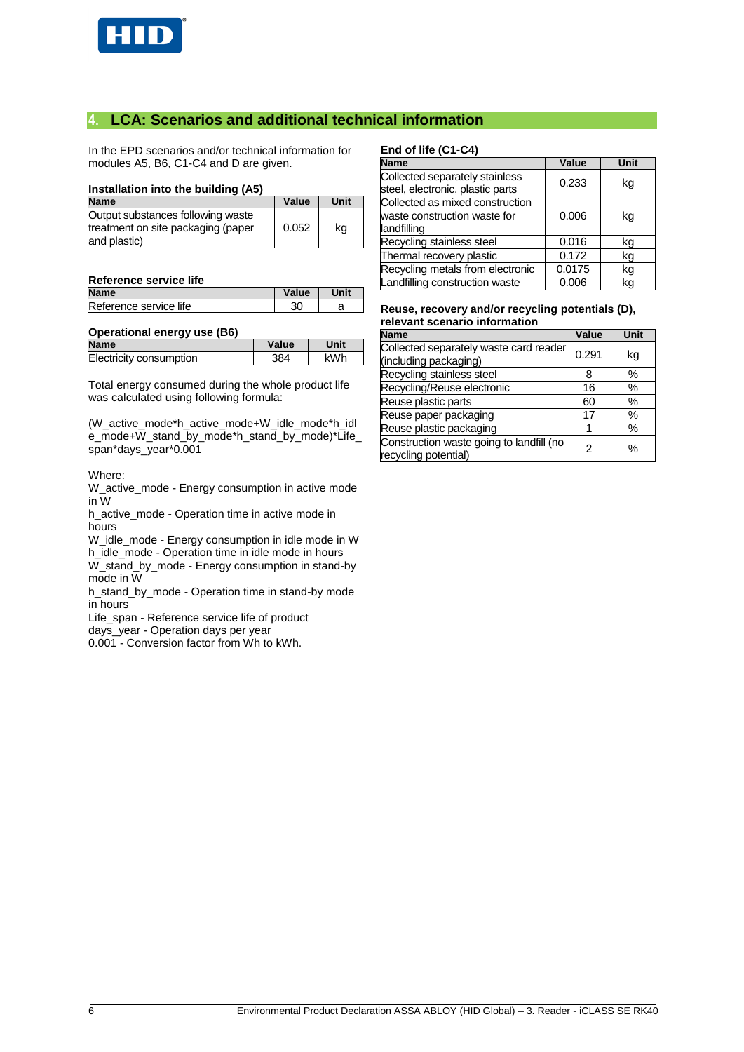## 4. LCA: Scenarios and additional technical information

In the EPD scenarios and/or technical information for modules A5, B6, C1-C4 and D are given.

**Installation into the building (A5)**

| Name | Value | Unit |
|---|---|---|
| Output substances following waste treatment on site packaging (paper and plastic) | 0.052 | kg |

**Reference service life**

| Name | Value | Unit |
|---|---|---|
| Reference service life | 30 | a |

**Operational energy use (B6)**

| Name | Value | Unit |
|---|---|---|
| Electricity consumption | 384 | kWh |

Total energy consumed during the whole product life was calculated using following formula:

(W_active_mode*h_active_mode+W_idle_mode*h_idle_mode+W_stand_by_mode*h_stand_by_mode)*Life_span*days_year*0.001

Where:
W_active_mode - Energy consumption in active mode in W
h_active_mode - Operation time in active mode in hours
W_idle_mode - Energy consumption in idle mode in W
h_idle_mode - Operation time in idle mode in hours
W_stand_by_mode - Energy consumption in stand-by mode in W
h_stand_by_mode - Operation time in stand-by mode in hours
Life_span - Reference service life of product
days_year - Operation days per year
0.001 - Conversion factor from Wh to kWh.

**End of life (C1-C4)**

| Name | Value | Unit |
|---|---|---|
| Collected separately stainless steel, electronic, plastic parts | 0.233 | kg |
| Collected as mixed construction waste construction waste for landfilling | 0.006 | kg |
| Recycling stainless steel | 0.016 | kg |
| Thermal recovery plastic | 0.172 | kg |
| Recycling metals from electronic | 0.0175 | kg |
| Landfilling construction waste | 0.006 | kg |

**Reuse, recovery and/or recycling potentials (D), relevant scenario information**

| Name | Value | Unit |
|---|---|---|
| Collected separately waste card reader (including packaging) | 0.291 | kg |
| Recycling stainless steel | 8 | % |
| Recycling/Reuse electronic | 16 | % |
| Reuse plastic parts | 60 | % |
| Reuse paper packaging | 17 | % |
| Reuse plastic packaging | 1 | % |
| Construction waste going to landfill (no recycling potential) | 2 | % |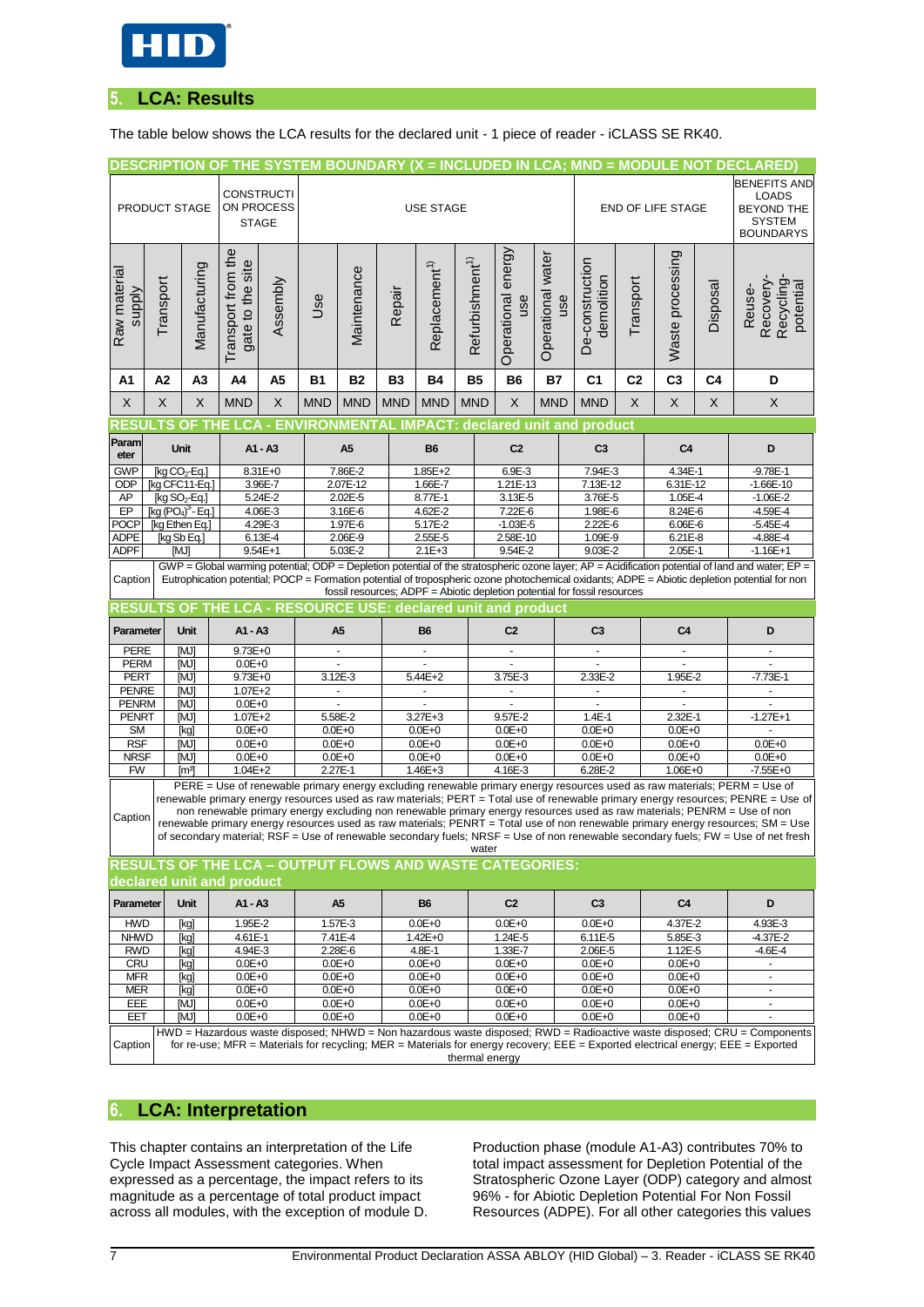## 5. LCA: Results

The table below shows the LCA results for the declared unit - 1 piece of reader - iCLASS SE RK40.

**DESCRIPTION OF THE SYSTEM BOUNDARY (X = INCLUDED IN LCA; MND = MODULE NOT DECLARED)**

| PRODUCT STAGE | | | CONSTRUCTION PROCESS STAGE | | USE STAGE | | | | | | | END OF LIFE STAGE | | | | BENEFITS AND LOADS BEYOND THE SYSTEM BOUNDARYS |
|---|---|---|---|---|---|---|---|---|---|---|---|---|---|---|---|---|
| Raw material supply | Transport | Manufacturing | Transport from the gate to the site | Assembly | Use | Maintenance | Repair | Replacement[1)] | Refurbishment[1)] | Operational energy use | Operational water use | De-construction demolition | Transport | Waste processing | Disposal | Reuse-Recovery-Recycling-potential |
| A1 | A2 | A3 | A4 | A5 | B1 | B2 | B3 | B4 | B5 | B6 | B7 | C1 | C2 | C3 | C4 | D |
| X | X | X | MND | X | MND | MND | MND | MND | MND | X | MND | MND | X | X | X | X |

**RESULTS OF THE LCA - ENVIRONMENTAL IMPACT: declared unit and product**

| Parameter | Unit | A1 - A3 | A5 | B6 | C2 | C3 | C4 | D |
|---|---|---|---|---|---|---|---|---|
| GWP | [kg $CO_2$-Eq.] | 8.31E+0 | 7.86E-2 | 1.85E+2 | 6.9E-3 | 7.94E-3 | 4.34E-1 | -9.78E-1 |
| ODP | [kg CFC11-Eq.] | 3.96E-7 | 2.07E-12 | 1.66E-7 | 1.21E-13 | 7.13E-12 | 6.31E-12 | -1.66E-10 |
| AP | [kg $SO_2$-Eq.] | 5.24E-2 | 2.02E-5 | 8.77E-1 | 3.13E-5 | 3.76E-5 | 1.05E-4 | -1.06E-2 |
| EP | [kg $(PO_4)^{3-}$- Eq.] | 4.06E-3 | 3.16E-6 | 4.62E-2 | 7.22E-6 | 1.98E-6 | 8.24E-6 | -4.59E-4 |
| POCP | [kg Ethen Eq.] | 4.29E-3 | 1.97E-6 | 5.17E-2 | -1.03E-5 | 2.22E-6 | 6.06E-6 | -5.45E-4 |
| ADPE | [kg Sb Eq.] | 6.13E-4 | 2.06E-9 | 2.55E-5 | 2.58E-10 | 1.09E-9 | 6.21E-8 | -4.88E-4 |
| ADPF | [MJ] | 9.54E+1 | 5.03E-2 | 2.1E+3 | 9.54E-2 | 9.03E-2 | 2.05E-1 | -1.16E+1 |

Caption: GWP = Global warming potential; ODP = Depletion potential of the stratospheric ozone layer; AP = Acidification potential of land and water; EP = Eutrophication potential; POCP = Formation potential of tropospheric ozone photochemical oxidants; ADPE = Abiotic depletion potential for non fossil resources; ADPF = Abiotic depletion potential for fossil resources

**RESULTS OF THE LCA - RESOURCE USE: declared unit and product**

| Parameter | Unit | A1 - A3 | A5 | B6 | C2 | C3 | C4 | D |
|---|---|---|---|---|---|---|---|---|
| PERE | [MJ] | 9.73E+0 | - | - | - | - | - | - |
| PERM | [MJ] | 0.0E+0 | - | - | - | - | - | - |
| PERT | [MJ] | 9.73E+0 | 3.12E-3 | 5.44E+2 | 3.75E-3 | 2.33E-2 | 1.95E-2 | -7.73E-1 |
| PENRE | [MJ] | 1.07E+2 | - | - | - | - | - | - |
| PENRM | [MJ] | 0.0E+0 | - | - | - | - | - | - |
| PENRT | [MJ] | 1.07E+2 | 5.58E-2 | 3.27E+3 | 9.57E-2 | 1.4E-1 | 2.32E-1 | -1.27E+1 |
| SM | [kg] | 0.0E+0 | 0.0E+0 | 0.0E+0 | 0.0E+0 | 0.0E+0 | 0.0E+0 | - |
| RSF | [MJ] | 0.0E+0 | 0.0E+0 | 0.0E+0 | 0.0E+0 | 0.0E+0 | 0.0E+0 | 0.0E+0 |
| NRSF | [MJ] | 0.0E+0 | 0.0E+0 | 0.0E+0 | 0.0E+0 | 0.0E+0 | 0.0E+0 | 0.0E+0 |
| FW | [m³] | 1.04E+2 | 2.27E-1 | 1.46E+3 | 4.16E-3 | 6.28E-2 | 1.06E+0 | -7.55E+0 |

Caption: PERE = Use of renewable primary energy excluding renewable primary energy resources used as raw materials; PERM = Use of renewable primary energy resources used as raw materials; PERT = Total use of renewable primary energy resources; PENRE = Use of non renewable primary energy excluding non renewable primary energy resources used as raw materials; PENRM = Use of non renewable primary energy resources used as raw materials; PENRT = Total use of non renewable primary energy resources; SM = Use of secondary material; RSF = Use of renewable secondary fuels; NRSF = Use of non renewable secondary fuels; FW = Use of net fresh water

**RESULTS OF THE LCA – OUTPUT FLOWS AND WASTE CATEGORIES: declared unit and product**

| Parameter | Unit | A1 - A3 | A5 | B6 | C2 | C3 | C4 | D |
|---|---|---|---|---|---|---|---|---|
| HWD | [kg] | 1.95E-2 | 1.57E-3 | 0.0E+0 | 0.0E+0 | 0.0E+0 | 4.37E-2 | 4.93E-3 |
| NHWD | [kg] | 4.61E-1 | 7.41E-4 | 1.42E+0 | 1.24E-5 | 6.11E-5 | 5.85E-3 | -4.37E-2 |
| RWD | [kg] | 4.94E-3 | 2.28E-6 | 4.8E-1 | 1.33E-7 | 2.06E-5 | 1.12E-5 | -4.6E-4 |
| CRU | [kg] | 0.0E+0 | 0.0E+0 | 0.0E+0 | 0.0E+0 | 0.0E+0 | 0.0E+0 | - |
| MFR | [kg] | 0.0E+0 | 0.0E+0 | 0.0E+0 | 0.0E+0 | 0.0E+0 | 0.0E+0 | - |
| MER | [kg] | 0.0E+0 | 0.0E+0 | 0.0E+0 | 0.0E+0 | 0.0E+0 | 0.0E+0 | - |
| EEE | [MJ] | 0.0E+0 | 0.0E+0 | 0.0E+0 | 0.0E+0 | 0.0E+0 | 0.0E+0 | - |
| EET | [MJ] | 0.0E+0 | 0.0E+0 | 0.0E+0 | 0.0E+0 | 0.0E+0 | 0.0E+0 | - |

Caption: HWD = Hazardous waste disposed; NHWD = Non hazardous waste disposed; RWD = Radioactive waste disposed; CRU = Components for re-use; MFR = Materials for recycling; MER = Materials for energy recovery; EEE = Exported electrical energy; EEE = Exported thermal energy

## 6. LCA: Interpretation

This chapter contains an interpretation of the Life Cycle Impact Assessment categories. When expressed as a percentage, the impact refers to its magnitude as a percentage of total product impact across all modules, with the exception of module D.

Production phase (module A1-A3) contributes 70% to total impact assessment for Depletion Potential of the Stratospheric Ozone Layer (ODP) category and almost 96% - for Abiotic Depletion Potential For Non Fossil Resources (ADPE). For all other categories this values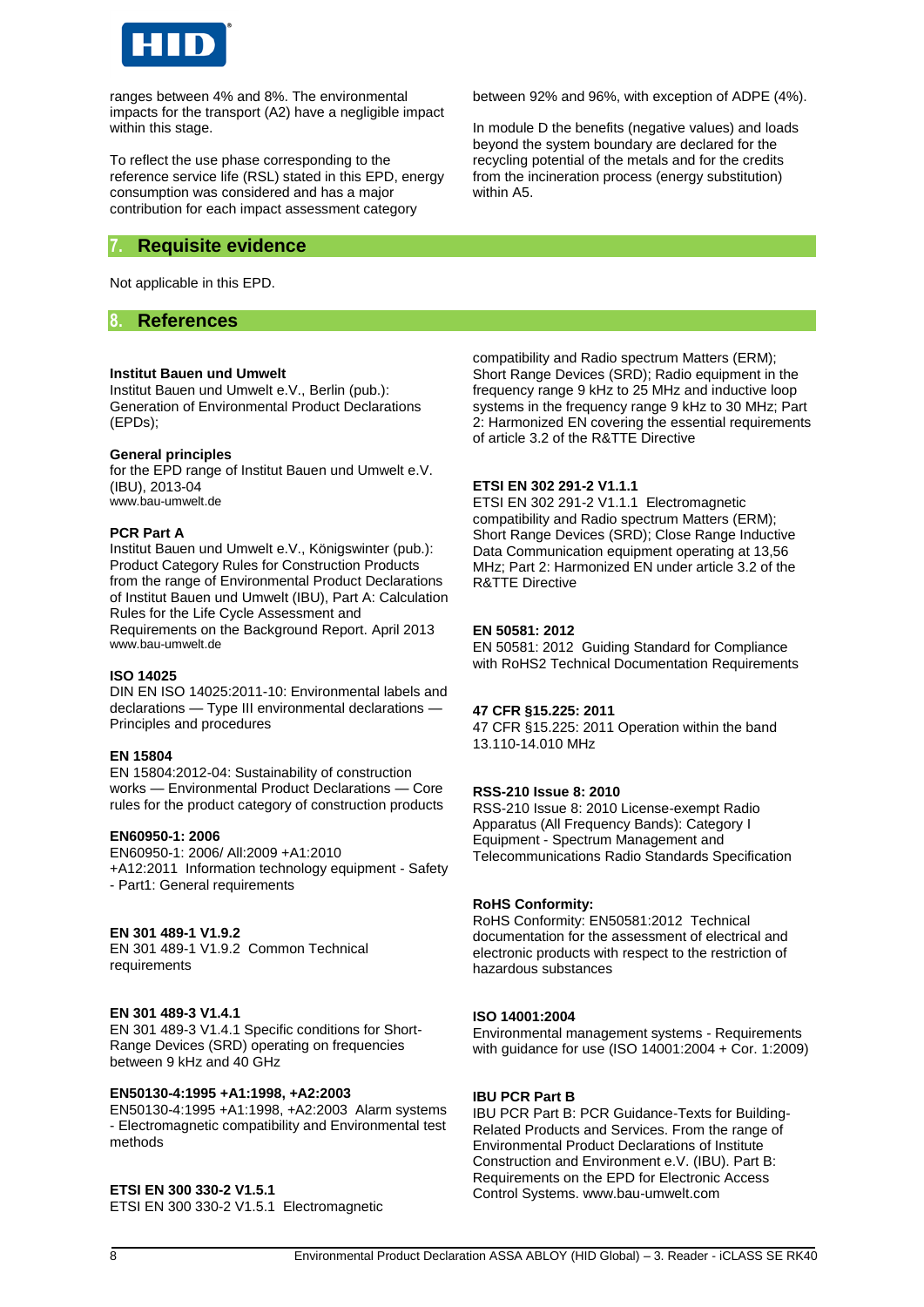ranges between 4% and 8%. The environmental impacts for the transport (A2) have a negligible impact within this stage.

To reflect the use phase corresponding to the reference service life (RSL) stated in this EPD, energy consumption was considered and has a major contribution for each impact assessment category between 92% and 96%, with exception of ADPE (4%).

In module D the benefits (negative values) and loads beyond the system boundary are declared for the recycling potential of the metals and for the credits from the incineration process (energy substitution) within A5.

## 7. Requisite evidence

Not applicable in this EPD.

## 8. References

**Institut Bauen und Umwelt**
Institut Bauen und Umwelt e.V., Berlin (pub.): Generation of Environmental Product Declarations (EPDs);

**General principles**
for the EPD range of Institut Bauen und Umwelt e.V. (IBU), 2013-04
www.bau-umwelt.de

**PCR Part A**
Institut Bauen und Umwelt e.V., Königswinter (pub.): Product Category Rules for Construction Products from the range of Environmental Product Declarations of Institut Bauen und Umwelt (IBU), Part A: Calculation Rules for the Life Cycle Assessment and Requirements on the Background Report. April 2013
www.bau-umwelt.de

**ISO 14025**
DIN EN ISO 14025:2011-10: Environmental labels and declarations — Type III environmental declarations — Principles and procedures

**EN 15804**
EN 15804:2012-04: Sustainability of construction works — Environmental Product Declarations — Core rules for the product category of construction products

**EN60950-1: 2006**
EN60950-1: 2006/ All:2009 +A1:2010 +A12:2011 Information technology equipment - Safety - Part1: General requirements

**EN 301 489-1 V1.9.2**
EN 301 489-1 V1.9.2 Common Technical requirements

**EN 301 489-3 V1.4.1**
EN 301 489-3 V1.4.1 Specific conditions for Short-Range Devices (SRD) operating on frequencies between 9 kHz and 40 GHz

**EN50130-4:1995 +A1:1998, +A2:2003**
EN50130-4:1995 +A1:1998, +A2:2003 Alarm systems - Electromagnetic compatibility and Environmental test methods

**ETSI EN 300 330-2 V1.5.1**
ETSI EN 300 330-2 V1.5.1 Electromagnetic compatibility and Radio spectrum Matters (ERM); Short Range Devices (SRD); Radio equipment in the frequency range 9 kHz to 25 MHz and inductive loop systems in the frequency range 9 kHz to 30 MHz; Part 2: Harmonized EN covering the essential requirements of article 3.2 of the R&TTE Directive

**ETSI EN 302 291-2 V1.1.1**
ETSI EN 302 291-2 V1.1.1 Electromagnetic compatibility and Radio spectrum Matters (ERM); Short Range Devices (SRD); Close Range Inductive Data Communication equipment operating at 13,56 MHz; Part 2: Harmonized EN under article 3.2 of the R&TTE Directive

**EN 50581: 2012**
EN 50581: 2012 Guiding Standard for Compliance with RoHS2 Technical Documentation Requirements

**47 CFR §15.225: 2011**
47 CFR §15.225: 2011 Operation within the band 13.110-14.010 MHz

**RSS-210 Issue 8: 2010**
RSS-210 Issue 8: 2010 License-exempt Radio Apparatus (All Frequency Bands): Category I Equipment - Spectrum Management and Telecommunications Radio Standards Specification

**RoHS Conformity:**
RoHS Conformity: EN50581:2012 Technical documentation for the assessment of electrical and electronic products with respect to the restriction of hazardous substances

**ISO 14001:2004**
Environmental management systems - Requirements with guidance for use (ISO 14001:2004 + Cor. 1:2009)

**IBU PCR Part B**
IBU PCR Part B: PCR Guidance-Texts for Building-Related Products and Services. From the range of Environmental Product Declarations of Institute Construction and Environment e.V. (IBU). Part B: Requirements on the EPD for Electronic Access Control Systems. www.bau-umwelt.com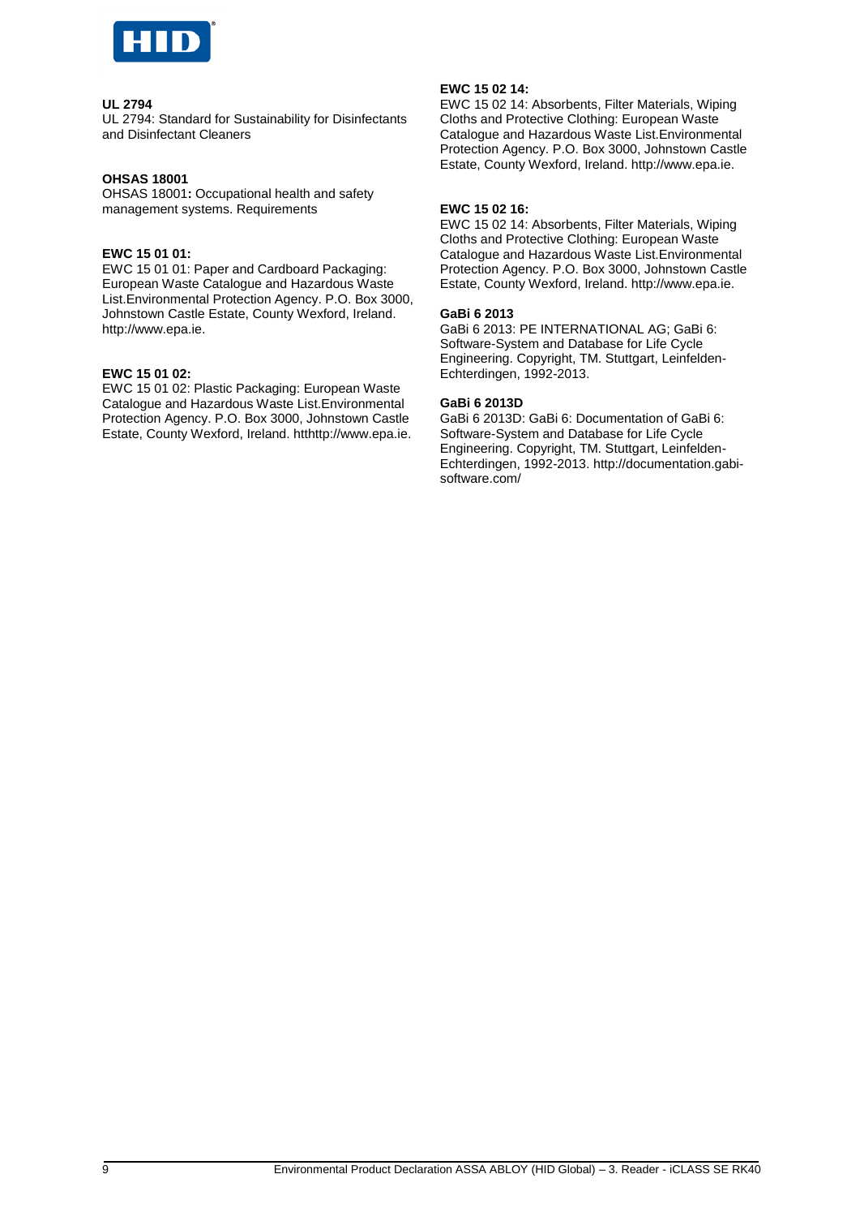**UL 2794**

UL 2794: Standard for Sustainability for Disinfectants and Disinfectant Cleaners

**OHSAS 18001**

OHSAS 18001**:** Occupational health and safety management systems. Requirements

**EWC 15 01 01:**

EWC 15 01 01: Paper and Cardboard Packaging: European Waste Catalogue and Hazardous Waste List.Environmental Protection Agency. P.O. Box 3000, Johnstown Castle Estate, County Wexford, Ireland. http://www.epa.ie.

**EWC 15 01 02:**

EWC 15 01 02: Plastic Packaging: European Waste Catalogue and Hazardous Waste List.Environmental Protection Agency. P.O. Box 3000, Johnstown Castle Estate, County Wexford, Ireland. htthttp://www.epa.ie.

**EWC 15 02 14:**

EWC 15 02 14: Absorbents, Filter Materials, Wiping Cloths and Protective Clothing: European Waste Catalogue and Hazardous Waste List.Environmental Protection Agency. P.O. Box 3000, Johnstown Castle Estate, County Wexford, Ireland. http://www.epa.ie.

**EWC 15 02 16:**

EWC 15 02 14: Absorbents, Filter Materials, Wiping Cloths and Protective Clothing: European Waste Catalogue and Hazardous Waste List.Environmental Protection Agency. P.O. Box 3000, Johnstown Castle Estate, County Wexford, Ireland. http://www.epa.ie.

**GaBi 6 2013**

GaBi 6 2013: PE INTERNATIONAL AG; GaBi 6: Software-System and Database for Life Cycle Engineering. Copyright, TM. Stuttgart, Leinfelden-Echterdingen, 1992-2013.

**GaBi 6 2013D**

GaBi 6 2013D: GaBi 6: Documentation of GaBi 6: Software-System and Database for Life Cycle Engineering. Copyright, TM. Stuttgart, Leinfelden-Echterdingen, 1992-2013. http://documentation.gabi-software.com/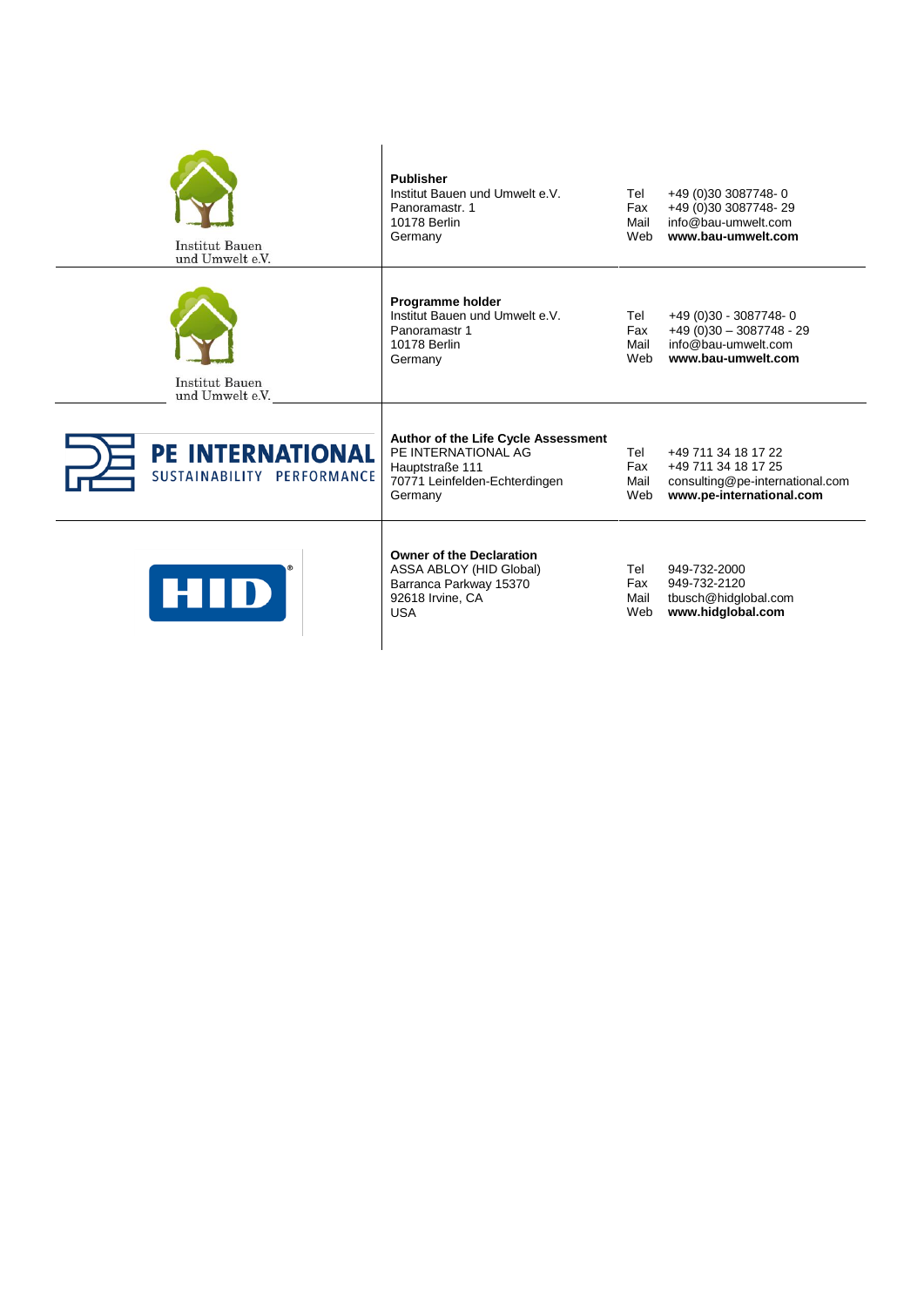| | | | |
|---|---|---|---|
| Institut Bauen und Umwelt e.V. | **Publisher**<br>Institut Bauen und Umwelt e.V.<br>Panoramastr. 1<br>10178 Berlin<br>Germany | Tel<br>Fax<br>Mail<br>Web | +49 (0)30 3087748- 0<br>+49 (0)30 3087748- 29<br>info@bau-umwelt.com<br>**www.bau-umwelt.com** |
| Institut Bauen und Umwelt e.V. | **Programme holder**<br>Institut Bauen und Umwelt e.V.<br>Panoramastr 1<br>10178 Berlin<br>Germany | Tel<br>Fax<br>Mail<br>Web | +49 (0)30 - 3087748- 0<br>+49 (0)30 – 3087748 - 29<br>info@bau-umwelt.com<br>**www.bau-umwelt.com** |
| PE INTERNATIONAL SUSTAINABILITY PERFORMANCE | **Author of the Life Cycle Assessment**<br>PE INTERNATIONAL AG<br>Hauptstraße 111<br>70771 Leinfelden-Echterdingen<br>Germany | Tel<br>Fax<br>Mail<br>Web | +49 711 34 18 17 22<br>+49 711 34 18 17 25<br>consulting@pe-international.com<br>**www.pe-international.com** |
| HID | **Owner of the Declaration**<br>ASSA ABLOY (HID Global)<br>Barranca Parkway 15370<br>92618 Irvine, CA<br>USA | Tel<br>Fax<br>Mail<br>Web | 949-732-2000<br>949-732-2120<br>tbusch@hidglobal.com<br>**www.hidglobal.com** |